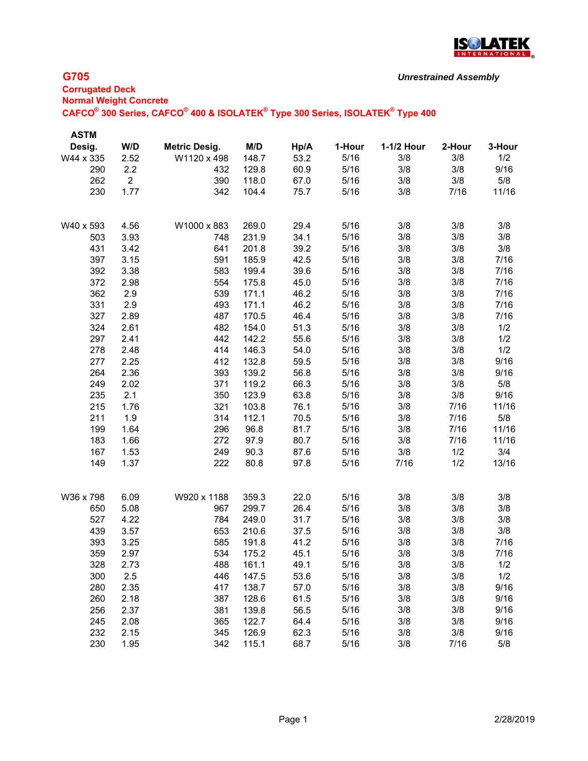## G705

*Unrestrained Assembly*

**Corrugated Deck**
**Normal Weight Concrete**
**CAFCO® 300 Series, CAFCO® 400 & ISOLATEK® Type 300 Series, ISOLATEK® Type 400**

| ASTM Desig. | W/D | Metric Desig. | M/D | Hp/A | 1-Hour | 1-1/2 Hour | 2-Hour | 3-Hour |
|---|---|---|---|---|---|---|---|---|
| W44 x 335 | 2.52 | W1120 x 498 | 148.7 | 53.2 | 5/16 | 3/8 | 3/8 | 1/2 |
| 290 | 2.2 | 432 | 129.8 | 60.9 | 5/16 | 3/8 | 3/8 | 9/16 |
| 262 | 2 | 390 | 118.0 | 67.0 | 5/16 | 3/8 | 3/8 | 5/8 |
| 230 | 1.77 | 342 | 104.4 | 75.7 | 5/16 | 3/8 | 7/16 | 11/16 |
| | | | | | | | | |
| W40 x 593 | 4.56 | W1000 x 883 | 269.0 | 29.4 | 5/16 | 3/8 | 3/8 | 3/8 |
| 503 | 3.93 | 748 | 231.9 | 34.1 | 5/16 | 3/8 | 3/8 | 3/8 |
| 431 | 3.42 | 641 | 201.8 | 39.2 | 5/16 | 3/8 | 3/8 | 3/8 |
| 397 | 3.15 | 591 | 185.9 | 42.5 | 5/16 | 3/8 | 3/8 | 7/16 |
| 392 | 3.38 | 583 | 199.4 | 39.6 | 5/16 | 3/8 | 3/8 | 7/16 |
| 372 | 2.98 | 554 | 175.8 | 45.0 | 5/16 | 3/8 | 3/8 | 7/16 |
| 362 | 2.9 | 539 | 171.1 | 46.2 | 5/16 | 3/8 | 3/8 | 7/16 |
| 331 | 2.9 | 493 | 171.1 | 46.2 | 5/16 | 3/8 | 3/8 | 7/16 |
| 327 | 2.89 | 487 | 170.5 | 46.4 | 5/16 | 3/8 | 3/8 | 7/16 |
| 324 | 2.61 | 482 | 154.0 | 51.3 | 5/16 | 3/8 | 3/8 | 1/2 |
| 297 | 2.41 | 442 | 142.2 | 55.6 | 5/16 | 3/8 | 3/8 | 1/2 |
| 278 | 2.48 | 414 | 146.3 | 54.0 | 5/16 | 3/8 | 3/8 | 1/2 |
| 277 | 2.25 | 412 | 132.8 | 59.5 | 5/16 | 3/8 | 3/8 | 9/16 |
| 264 | 2.36 | 393 | 139.2 | 56.8 | 5/16 | 3/8 | 3/8 | 9/16 |
| 249 | 2.02 | 371 | 119.2 | 66.3 | 5/16 | 3/8 | 3/8 | 5/8 |
| 235 | 2.1 | 350 | 123.9 | 63.8 | 5/16 | 3/8 | 3/8 | 9/16 |
| 215 | 1.76 | 321 | 103.8 | 76.1 | 5/16 | 3/8 | 7/16 | 11/16 |
| 211 | 1.9 | 314 | 112.1 | 70.5 | 5/16 | 3/8 | 7/16 | 5/8 |
| 199 | 1.64 | 296 | 96.8 | 81.7 | 5/16 | 3/8 | 7/16 | 11/16 |
| 183 | 1.66 | 272 | 97.9 | 80.7 | 5/16 | 3/8 | 7/16 | 11/16 |
| 167 | 1.53 | 249 | 90.3 | 87.6 | 5/16 | 3/8 | 1/2 | 3/4 |
| 149 | 1.37 | 222 | 80.8 | 97.8 | 5/16 | 7/16 | 1/2 | 13/16 |
| | | | | | | | | |
| W36 x 798 | 6.09 | W920 x 1188 | 359.3 | 22.0 | 5/16 | 3/8 | 3/8 | 3/8 |
| 650 | 5.08 | 967 | 299.7 | 26.4 | 5/16 | 3/8 | 3/8 | 3/8 |
| 527 | 4.22 | 784 | 249.0 | 31.7 | 5/16 | 3/8 | 3/8 | 3/8 |
| 439 | 3.57 | 653 | 210.6 | 37.5 | 5/16 | 3/8 | 3/8 | 3/8 |
| 393 | 3.25 | 585 | 191.8 | 41.2 | 5/16 | 3/8 | 3/8 | 7/16 |
| 359 | 2.97 | 534 | 175.2 | 45.1 | 5/16 | 3/8 | 3/8 | 7/16 |
| 328 | 2.73 | 488 | 161.1 | 49.1 | 5/16 | 3/8 | 3/8 | 1/2 |
| 300 | 2.5 | 446 | 147.5 | 53.6 | 5/16 | 3/8 | 3/8 | 1/2 |
| 280 | 2.35 | 417 | 138.7 | 57.0 | 5/16 | 3/8 | 3/8 | 9/16 |
| 260 | 2.18 | 387 | 128.6 | 61.5 | 5/16 | 3/8 | 3/8 | 9/16 |
| 256 | 2.37 | 381 | 139.8 | 56.5 | 5/16 | 3/8 | 3/8 | 9/16 |
| 245 | 2.08 | 365 | 122.7 | 64.4 | 5/16 | 3/8 | 3/8 | 9/16 |
| 232 | 2.15 | 345 | 126.9 | 62.3 | 5/16 | 3/8 | 3/8 | 9/16 |
| 230 | 1.95 | 342 | 115.1 | 68.7 | 5/16 | 3/8 | 7/16 | 5/8 |

2/28/2019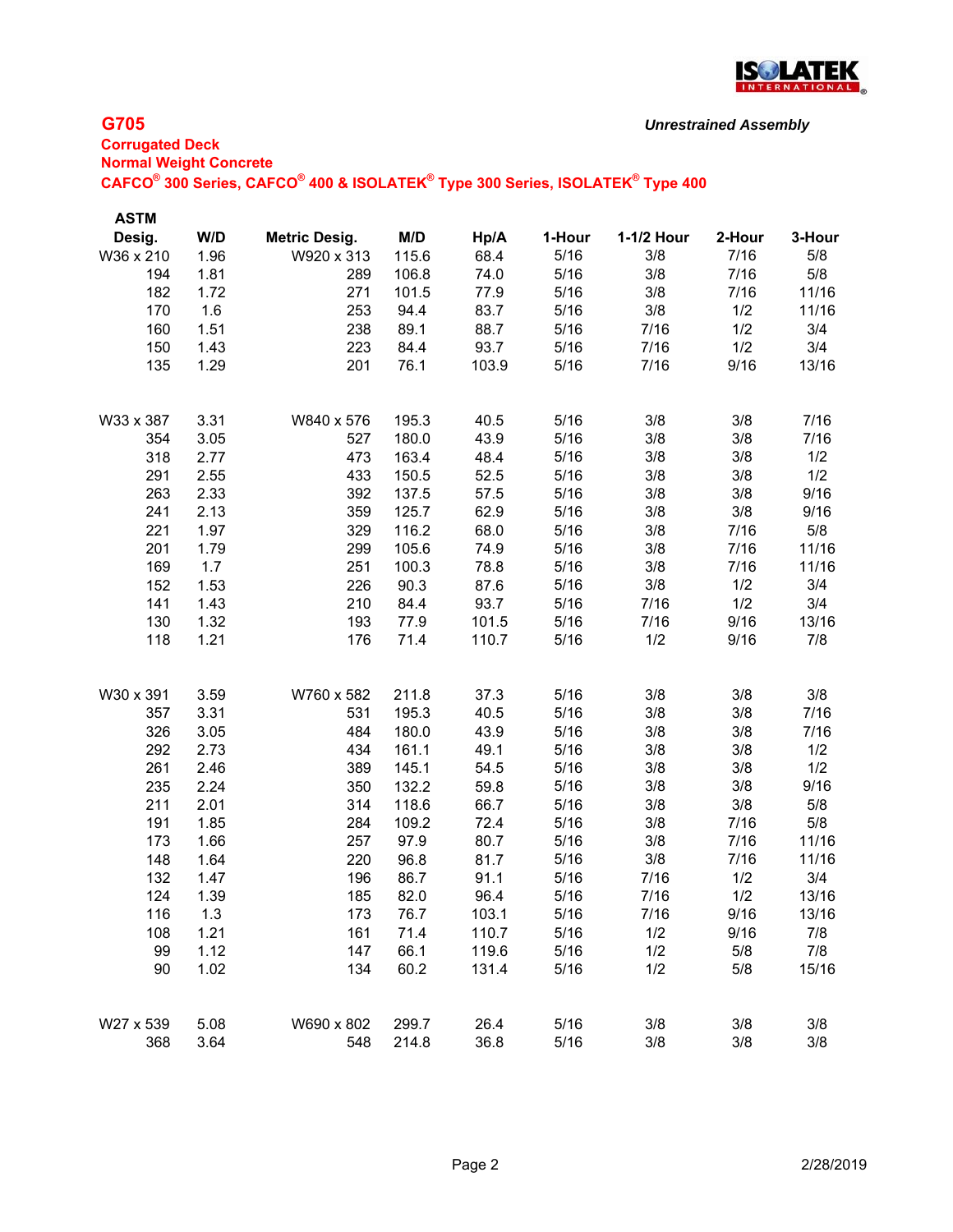## G705

*Unrestrained Assembly*

**Corrugated Deck**
**Normal Weight Concrete**
**CAFCO® 300 Series, CAFCO® 400 & ISOLATEK® Type 300 Series, ISOLATEK® Type 400**

| ASTM Desig. | W/D | Metric Desig. | M/D | Hp/A | 1-Hour | 1-1/2 Hour | 2-Hour | 3-Hour |
|---|---|---|---|---|---|---|---|---|
| W36 x 210 | 1.96 | W920 x 313 | 115.6 | 68.4 | 5/16 | 3/8 | 7/16 | 5/8 |
| 194 | 1.81 | 289 | 106.8 | 74.0 | 5/16 | 3/8 | 7/16 | 5/8 |
| 182 | 1.72 | 271 | 101.5 | 77.9 | 5/16 | 3/8 | 7/16 | 11/16 |
| 170 | 1.6 | 253 | 94.4 | 83.7 | 5/16 | 3/8 | 1/2 | 11/16 |
| 160 | 1.51 | 238 | 89.1 | 88.7 | 5/16 | 7/16 | 1/2 | 3/4 |
| 150 | 1.43 | 223 | 84.4 | 93.7 | 5/16 | 7/16 | 1/2 | 3/4 |
| 135 | 1.29 | 201 | 76.1 | 103.9 | 5/16 | 7/16 | 9/16 | 13/16 |
| | | | | | | | | |
| W33 x 387 | 3.31 | W840 x 576 | 195.3 | 40.5 | 5/16 | 3/8 | 3/8 | 7/16 |
| 354 | 3.05 | 527 | 180.0 | 43.9 | 5/16 | 3/8 | 3/8 | 7/16 |
| 318 | 2.77 | 473 | 163.4 | 48.4 | 5/16 | 3/8 | 3/8 | 1/2 |
| 291 | 2.55 | 433 | 150.5 | 52.5 | 5/16 | 3/8 | 3/8 | 1/2 |
| 263 | 2.33 | 392 | 137.5 | 57.5 | 5/16 | 3/8 | 3/8 | 9/16 |
| 241 | 2.13 | 359 | 125.7 | 62.9 | 5/16 | 3/8 | 3/8 | 9/16 |
| 221 | 1.97 | 329 | 116.2 | 68.0 | 5/16 | 3/8 | 7/16 | 5/8 |
| 201 | 1.79 | 299 | 105.6 | 74.9 | 5/16 | 3/8 | 7/16 | 11/16 |
| 169 | 1.7 | 251 | 100.3 | 78.8 | 5/16 | 3/8 | 7/16 | 11/16 |
| 152 | 1.53 | 226 | 90.3 | 87.6 | 5/16 | 3/8 | 1/2 | 3/4 |
| 141 | 1.43 | 210 | 84.4 | 93.7 | 5/16 | 7/16 | 1/2 | 3/4 |
| 130 | 1.32 | 193 | 77.9 | 101.5 | 5/16 | 7/16 | 9/16 | 13/16 |
| 118 | 1.21 | 176 | 71.4 | 110.7 | 5/16 | 1/2 | 9/16 | 7/8 |
| | | | | | | | | |
| W30 x 391 | 3.59 | W760 x 582 | 211.8 | 37.3 | 5/16 | 3/8 | 3/8 | 3/8 |
| 357 | 3.31 | 531 | 195.3 | 40.5 | 5/16 | 3/8 | 3/8 | 7/16 |
| 326 | 3.05 | 484 | 180.0 | 43.9 | 5/16 | 3/8 | 3/8 | 7/16 |
| 292 | 2.73 | 434 | 161.1 | 49.1 | 5/16 | 3/8 | 3/8 | 1/2 |
| 261 | 2.46 | 389 | 145.1 | 54.5 | 5/16 | 3/8 | 3/8 | 1/2 |
| 235 | 2.24 | 350 | 132.2 | 59.8 | 5/16 | 3/8 | 3/8 | 9/16 |
| 211 | 2.01 | 314 | 118.6 | 66.7 | 5/16 | 3/8 | 3/8 | 5/8 |
| 191 | 1.85 | 284 | 109.2 | 72.4 | 5/16 | 3/8 | 7/16 | 5/8 |
| 173 | 1.66 | 257 | 97.9 | 80.7 | 5/16 | 3/8 | 7/16 | 11/16 |
| 148 | 1.64 | 220 | 96.8 | 81.7 | 5/16 | 3/8 | 7/16 | 11/16 |
| 132 | 1.47 | 196 | 86.7 | 91.1 | 5/16 | 7/16 | 1/2 | 3/4 |
| 124 | 1.39 | 185 | 82.0 | 96.4 | 5/16 | 7/16 | 1/2 | 13/16 |
| 116 | 1.3 | 173 | 76.7 | 103.1 | 5/16 | 7/16 | 9/16 | 13/16 |
| 108 | 1.21 | 161 | 71.4 | 110.7 | 5/16 | 1/2 | 9/16 | 7/8 |
| 99 | 1.12 | 147 | 66.1 | 119.6 | 5/16 | 1/2 | 5/8 | 7/8 |
| 90 | 1.02 | 134 | 60.2 | 131.4 | 5/16 | 1/2 | 5/8 | 15/16 |
| | | | | | | | | |
| W27 x 539 | 5.08 | W690 x 802 | 299.7 | 26.4 | 5/16 | 3/8 | 3/8 | 3/8 |
| 368 | 3.64 | 548 | 214.8 | 36.8 | 5/16 | 3/8 | 3/8 | 3/8 |

2/28/2019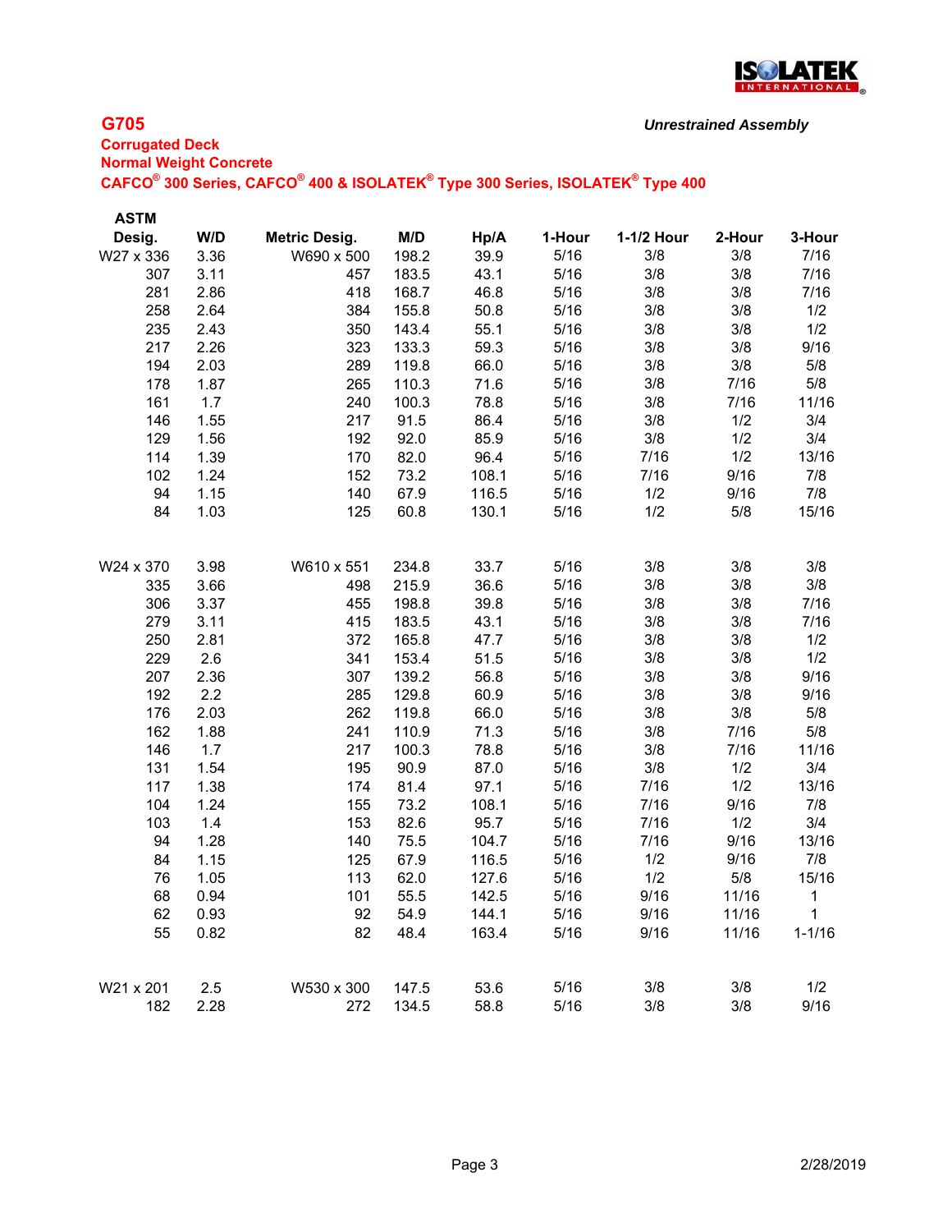## G705

*Unrestrained Assembly*

**Corrugated Deck**
**Normal Weight Concrete**
**CAFCO® 300 Series, CAFCO® 400 & ISOLATEK® Type 300 Series, ISOLATEK® Type 400**

| ASTM Desig. | W/D | Metric Desig. | M/D | Hp/A | 1-Hour | 1-1/2 Hour | 2-Hour | 3-Hour |
|---|---|---|---|---|---|---|---|---|
| W27 x 336 | 3.36 | W690 x 500 | 198.2 | 39.9 | 5/16 | 3/8 | 3/8 | 7/16 |
| 307 | 3.11 | 457 | 183.5 | 43.1 | 5/16 | 3/8 | 3/8 | 7/16 |
| 281 | 2.86 | 418 | 168.7 | 46.8 | 5/16 | 3/8 | 3/8 | 7/16 |
| 258 | 2.64 | 384 | 155.8 | 50.8 | 5/16 | 3/8 | 3/8 | 1/2 |
| 235 | 2.43 | 350 | 143.4 | 55.1 | 5/16 | 3/8 | 3/8 | 1/2 |
| 217 | 2.26 | 323 | 133.3 | 59.3 | 5/16 | 3/8 | 3/8 | 9/16 |
| 194 | 2.03 | 289 | 119.8 | 66.0 | 5/16 | 3/8 | 3/8 | 5/8 |
| 178 | 1.87 | 265 | 110.3 | 71.6 | 5/16 | 3/8 | 7/16 | 5/8 |
| 161 | 1.7 | 240 | 100.3 | 78.8 | 5/16 | 3/8 | 7/16 | 11/16 |
| 146 | 1.55 | 217 | 91.5 | 86.4 | 5/16 | 3/8 | 1/2 | 3/4 |
| 129 | 1.56 | 192 | 92.0 | 85.9 | 5/16 | 3/8 | 1/2 | 3/4 |
| 114 | 1.39 | 170 | 82.0 | 96.4 | 5/16 | 7/16 | 1/2 | 13/16 |
| 102 | 1.24 | 152 | 73.2 | 108.1 | 5/16 | 7/16 | 9/16 | 7/8 |
| 94 | 1.15 | 140 | 67.9 | 116.5 | 5/16 | 1/2 | 9/16 | 7/8 |
| 84 | 1.03 | 125 | 60.8 | 130.1 | 5/16 | 1/2 | 5/8 | 15/16 |
| | | | | | | | | |
| W24 x 370 | 3.98 | W610 x 551 | 234.8 | 33.7 | 5/16 | 3/8 | 3/8 | 3/8 |
| 335 | 3.66 | 498 | 215.9 | 36.6 | 5/16 | 3/8 | 3/8 | 3/8 |
| 306 | 3.37 | 455 | 198.8 | 39.8 | 5/16 | 3/8 | 3/8 | 7/16 |
| 279 | 3.11 | 415 | 183.5 | 43.1 | 5/16 | 3/8 | 3/8 | 7/16 |
| 250 | 2.81 | 372 | 165.8 | 47.7 | 5/16 | 3/8 | 3/8 | 1/2 |
| 229 | 2.6 | 341 | 153.4 | 51.5 | 5/16 | 3/8 | 3/8 | 1/2 |
| 207 | 2.36 | 307 | 139.2 | 56.8 | 5/16 | 3/8 | 3/8 | 9/16 |
| 192 | 2.2 | 285 | 129.8 | 60.9 | 5/16 | 3/8 | 3/8 | 9/16 |
| 176 | 2.03 | 262 | 119.8 | 66.0 | 5/16 | 3/8 | 3/8 | 5/8 |
| 162 | 1.88 | 241 | 110.9 | 71.3 | 5/16 | 3/8 | 7/16 | 5/8 |
| 146 | 1.7 | 217 | 100.3 | 78.8 | 5/16 | 3/8 | 7/16 | 11/16 |
| 131 | 1.54 | 195 | 90.9 | 87.0 | 5/16 | 3/8 | 1/2 | 3/4 |
| 117 | 1.38 | 174 | 81.4 | 97.1 | 5/16 | 7/16 | 1/2 | 13/16 |
| 104 | 1.24 | 155 | 73.2 | 108.1 | 5/16 | 7/16 | 9/16 | 7/8 |
| 103 | 1.4 | 153 | 82.6 | 95.7 | 5/16 | 7/16 | 1/2 | 3/4 |
| 94 | 1.28 | 140 | 75.5 | 104.7 | 5/16 | 7/16 | 9/16 | 13/16 |
| 84 | 1.15 | 125 | 67.9 | 116.5 | 5/16 | 1/2 | 9/16 | 7/8 |
| 76 | 1.05 | 113 | 62.0 | 127.6 | 5/16 | 1/2 | 5/8 | 15/16 |
| 68 | 0.94 | 101 | 55.5 | 142.5 | 5/16 | 9/16 | 11/16 | 1 |
| 62 | 0.93 | 92 | 54.9 | 144.1 | 5/16 | 9/16 | 11/16 | 1 |
| 55 | 0.82 | 82 | 48.4 | 163.4 | 5/16 | 9/16 | 11/16 | 1-1/16 |
| | | | | | | | | |
| W21 x 201 | 2.5 | W530 x 300 | 147.5 | 53.6 | 5/16 | 3/8 | 3/8 | 1/2 |
| 182 | 2.28 | 272 | 134.5 | 58.8 | 5/16 | 3/8 | 3/8 | 9/16 |

2/28/2019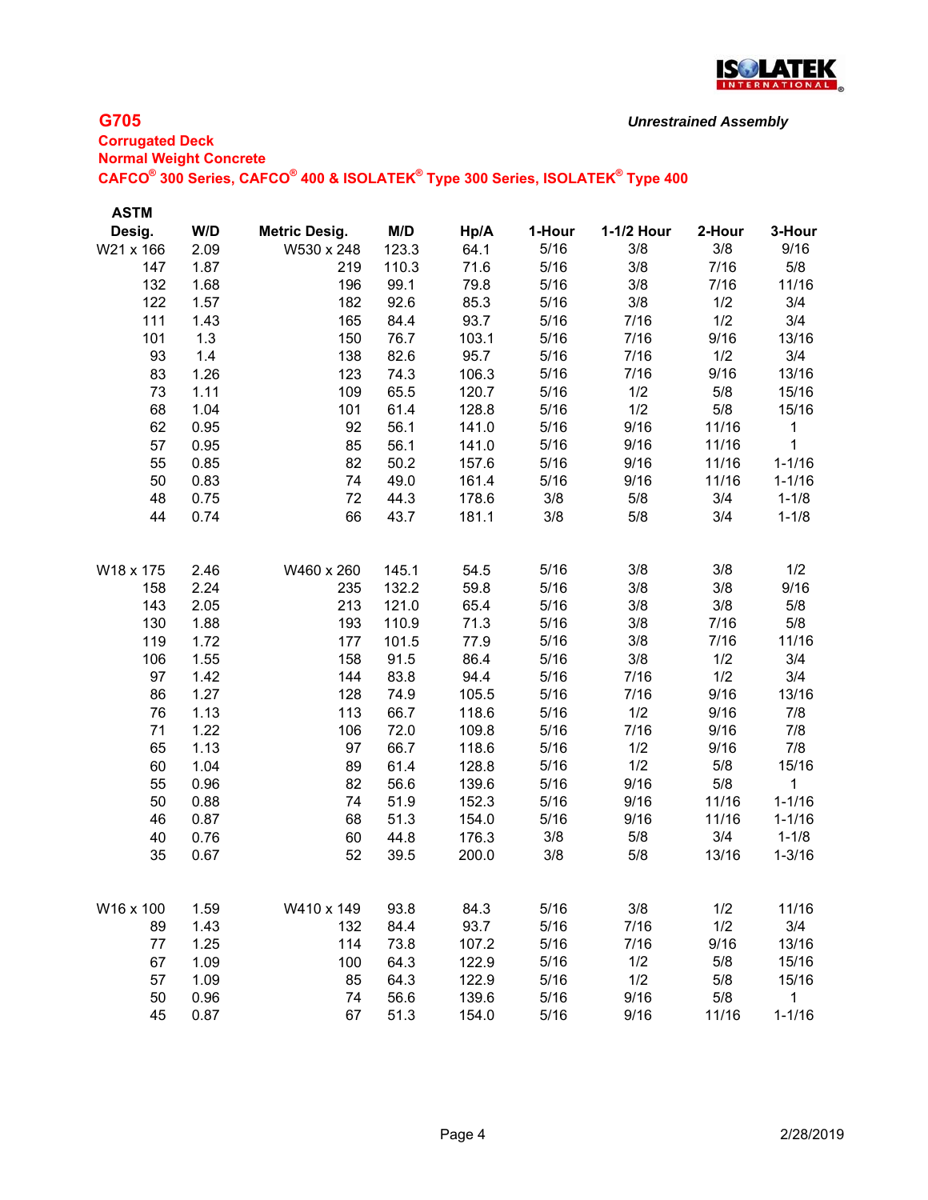# G705

*Unrestrained Assembly*

**Corrugated Deck**

**Normal Weight Concrete**

**CAFCO® 300 Series, CAFCO® 400 & ISOLATEK® Type 300 Series, ISOLATEK® Type 400**

| ASTM Desig. | W/D | Metric Desig. | M/D | Hp/A | 1-Hour | 1-1/2 Hour | 2-Hour | 3-Hour |
|---|---|---|---|---|---|---|---|---|
| W21 x 166 | 2.09 | W530 x 248 | 123.3 | 64.1 | 5/16 | 3/8 | 3/8 | 9/16 |
| 147 | 1.87 | 219 | 110.3 | 71.6 | 5/16 | 3/8 | 7/16 | 5/8 |
| 132 | 1.68 | 196 | 99.1 | 79.8 | 5/16 | 3/8 | 7/16 | 11/16 |
| 122 | 1.57 | 182 | 92.6 | 85.3 | 5/16 | 3/8 | 1/2 | 3/4 |
| 111 | 1.43 | 165 | 84.4 | 93.7 | 5/16 | 7/16 | 1/2 | 3/4 |
| 101 | 1.3 | 150 | 76.7 | 103.1 | 5/16 | 7/16 | 9/16 | 13/16 |
| 93 | 1.4 | 138 | 82.6 | 95.7 | 5/16 | 7/16 | 1/2 | 3/4 |
| 83 | 1.26 | 123 | 74.3 | 106.3 | 5/16 | 7/16 | 9/16 | 13/16 |
| 73 | 1.11 | 109 | 65.5 | 120.7 | 5/16 | 1/2 | 5/8 | 15/16 |
| 68 | 1.04 | 101 | 61.4 | 128.8 | 5/16 | 1/2 | 5/8 | 15/16 |
| 62 | 0.95 | 92 | 56.1 | 141.0 | 5/16 | 9/16 | 11/16 | 1 |
| 57 | 0.95 | 85 | 56.1 | 141.0 | 5/16 | 9/16 | 11/16 | 1 |
| 55 | 0.85 | 82 | 50.2 | 157.6 | 5/16 | 9/16 | 11/16 | 1-1/16 |
| 50 | 0.83 | 74 | 49.0 | 161.4 | 5/16 | 9/16 | 11/16 | 1-1/16 |
| 48 | 0.75 | 72 | 44.3 | 178.6 | 3/8 | 5/8 | 3/4 | 1-1/8 |
| 44 | 0.74 | 66 | 43.7 | 181.1 | 3/8 | 5/8 | 3/4 | 1-1/8 |
| | | | | | | | | |
| W18 x 175 | 2.46 | W460 x 260 | 145.1 | 54.5 | 5/16 | 3/8 | 3/8 | 1/2 |
| 158 | 2.24 | 235 | 132.2 | 59.8 | 5/16 | 3/8 | 3/8 | 9/16 |
| 143 | 2.05 | 213 | 121.0 | 65.4 | 5/16 | 3/8 | 3/8 | 5/8 |
| 130 | 1.88 | 193 | 110.9 | 71.3 | 5/16 | 3/8 | 7/16 | 5/8 |
| 119 | 1.72 | 177 | 101.5 | 77.9 | 5/16 | 3/8 | 7/16 | 11/16 |
| 106 | 1.55 | 158 | 91.5 | 86.4 | 5/16 | 3/8 | 1/2 | 3/4 |
| 97 | 1.42 | 144 | 83.8 | 94.4 | 5/16 | 7/16 | 1/2 | 3/4 |
| 86 | 1.27 | 128 | 74.9 | 105.5 | 5/16 | 7/16 | 9/16 | 13/16 |
| 76 | 1.13 | 113 | 66.7 | 118.6 | 5/16 | 1/2 | 9/16 | 7/8 |
| 71 | 1.22 | 106 | 72.0 | 109.8 | 5/16 | 7/16 | 9/16 | 7/8 |
| 65 | 1.13 | 97 | 66.7 | 118.6 | 5/16 | 1/2 | 9/16 | 7/8 |
| 60 | 1.04 | 89 | 61.4 | 128.8 | 5/16 | 1/2 | 5/8 | 15/16 |
| 55 | 0.96 | 82 | 56.6 | 139.6 | 5/16 | 9/16 | 5/8 | 1 |
| 50 | 0.88 | 74 | 51.9 | 152.3 | 5/16 | 9/16 | 11/16 | 1-1/16 |
| 46 | 0.87 | 68 | 51.3 | 154.0 | 5/16 | 9/16 | 11/16 | 1-1/16 |
| 40 | 0.76 | 60 | 44.8 | 176.3 | 3/8 | 5/8 | 3/4 | 1-1/8 |
| 35 | 0.67 | 52 | 39.5 | 200.0 | 3/8 | 5/8 | 13/16 | 1-3/16 |
| | | | | | | | | |
| W16 x 100 | 1.59 | W410 x 149 | 93.8 | 84.3 | 5/16 | 3/8 | 1/2 | 11/16 |
| 89 | 1.43 | 132 | 84.4 | 93.7 | 5/16 | 7/16 | 1/2 | 3/4 |
| 77 | 1.25 | 114 | 73.8 | 107.2 | 5/16 | 7/16 | 9/16 | 13/16 |
| 67 | 1.09 | 100 | 64.3 | 122.9 | 5/16 | 1/2 | 5/8 | 15/16 |
| 57 | 1.09 | 85 | 64.3 | 122.9 | 5/16 | 1/2 | 5/8 | 15/16 |
| 50 | 0.96 | 74 | 56.6 | 139.6 | 5/16 | 9/16 | 5/8 | 1 |
| 45 | 0.87 | 67 | 51.3 | 154.0 | 5/16 | 9/16 | 11/16 | 1-1/16 |

2/28/2019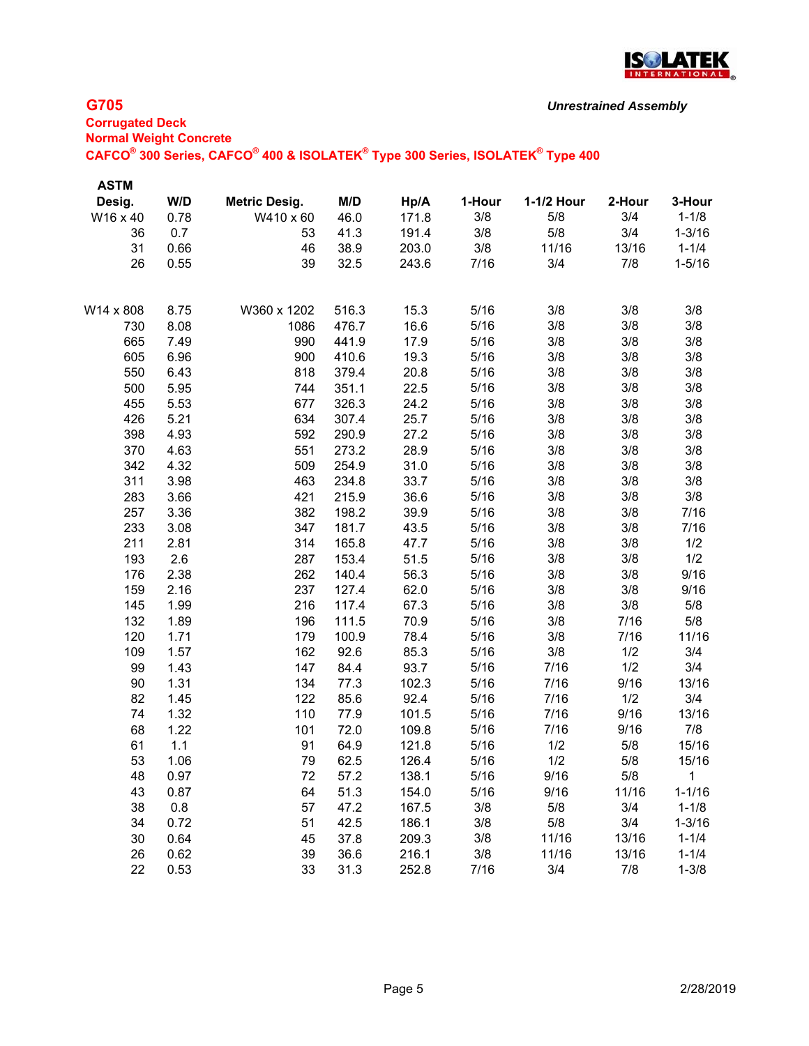# G705

*Unrestrained Assembly*

**Corrugated Deck**
**Normal Weight Concrete**
**CAFCO® 300 Series, CAFCO® 400 & ISOLATEK® Type 300 Series, ISOLATEK® Type 400**

| ASTM Desig. | W/D | Metric Desig. | M/D | Hp/A | 1-Hour | 1-1/2 Hour | 2-Hour | 3-Hour |
|---|---|---|---|---|---|---|---|---|
| W16 x 40 | 0.78 | W410 x 60 | 46.0 | 171.8 | 3/8 | 5/8 | 3/4 | 1-1/8 |
| 36 | 0.7 | 53 | 41.3 | 191.4 | 3/8 | 5/8 | 3/4 | 1-3/16 |
| 31 | 0.66 | 46 | 38.9 | 203.0 | 3/8 | 11/16 | 13/16 | 1-1/4 |
| 26 | 0.55 | 39 | 32.5 | 243.6 | 7/16 | 3/4 | 7/8 | 1-5/16 |
| | | | | | | | | |
| W14 x 808 | 8.75 | W360 x 1202 | 516.3 | 15.3 | 5/16 | 3/8 | 3/8 | 3/8 |
| 730 | 8.08 | 1086 | 476.7 | 16.6 | 5/16 | 3/8 | 3/8 | 3/8 |
| 665 | 7.49 | 990 | 441.9 | 17.9 | 5/16 | 3/8 | 3/8 | 3/8 |
| 605 | 6.96 | 900 | 410.6 | 19.3 | 5/16 | 3/8 | 3/8 | 3/8 |
| 550 | 6.43 | 818 | 379.4 | 20.8 | 5/16 | 3/8 | 3/8 | 3/8 |
| 500 | 5.95 | 744 | 351.1 | 22.5 | 5/16 | 3/8 | 3/8 | 3/8 |
| 455 | 5.53 | 677 | 326.3 | 24.2 | 5/16 | 3/8 | 3/8 | 3/8 |
| 426 | 5.21 | 634 | 307.4 | 25.7 | 5/16 | 3/8 | 3/8 | 3/8 |
| 398 | 4.93 | 592 | 290.9 | 27.2 | 5/16 | 3/8 | 3/8 | 3/8 |
| 370 | 4.63 | 551 | 273.2 | 28.9 | 5/16 | 3/8 | 3/8 | 3/8 |
| 342 | 4.32 | 509 | 254.9 | 31.0 | 5/16 | 3/8 | 3/8 | 3/8 |
| 311 | 3.98 | 463 | 234.8 | 33.7 | 5/16 | 3/8 | 3/8 | 3/8 |
| 283 | 3.66 | 421 | 215.9 | 36.6 | 5/16 | 3/8 | 3/8 | 3/8 |
| 257 | 3.36 | 382 | 198.2 | 39.9 | 5/16 | 3/8 | 3/8 | 7/16 |
| 233 | 3.08 | 347 | 181.7 | 43.5 | 5/16 | 3/8 | 3/8 | 7/16 |
| 211 | 2.81 | 314 | 165.8 | 47.7 | 5/16 | 3/8 | 3/8 | 1/2 |
| 193 | 2.6 | 287 | 153.4 | 51.5 | 5/16 | 3/8 | 3/8 | 1/2 |
| 176 | 2.38 | 262 | 140.4 | 56.3 | 5/16 | 3/8 | 3/8 | 9/16 |
| 159 | 2.16 | 237 | 127.4 | 62.0 | 5/16 | 3/8 | 3/8 | 9/16 |
| 145 | 1.99 | 216 | 117.4 | 67.3 | 5/16 | 3/8 | 3/8 | 5/8 |
| 132 | 1.89 | 196 | 111.5 | 70.9 | 5/16 | 3/8 | 7/16 | 5/8 |
| 120 | 1.71 | 179 | 100.9 | 78.4 | 5/16 | 3/8 | 7/16 | 11/16 |
| 109 | 1.57 | 162 | 92.6 | 85.3 | 5/16 | 3/8 | 1/2 | 3/4 |
| 99 | 1.43 | 147 | 84.4 | 93.7 | 5/16 | 7/16 | 1/2 | 3/4 |
| 90 | 1.31 | 134 | 77.3 | 102.3 | 5/16 | 7/16 | 9/16 | 13/16 |
| 82 | 1.45 | 122 | 85.6 | 92.4 | 5/16 | 7/16 | 1/2 | 3/4 |
| 74 | 1.32 | 110 | 77.9 | 101.5 | 5/16 | 7/16 | 9/16 | 13/16 |
| 68 | 1.22 | 101 | 72.0 | 109.8 | 5/16 | 7/16 | 9/16 | 7/8 |
| 61 | 1.1 | 91 | 64.9 | 121.8 | 5/16 | 1/2 | 5/8 | 15/16 |
| 53 | 1.06 | 79 | 62.5 | 126.4 | 5/16 | 1/2 | 5/8 | 15/16 |
| 48 | 0.97 | 72 | 57.2 | 138.1 | 5/16 | 9/16 | 5/8 | 1 |
| 43 | 0.87 | 64 | 51.3 | 154.0 | 5/16 | 9/16 | 11/16 | 1-1/16 |
| 38 | 0.8 | 57 | 47.2 | 167.5 | 3/8 | 5/8 | 3/4 | 1-1/8 |
| 34 | 0.72 | 51 | 42.5 | 186.1 | 3/8 | 5/8 | 3/4 | 1-3/16 |
| 30 | 0.64 | 45 | 37.8 | 209.3 | 3/8 | 11/16 | 13/16 | 1-1/4 |
| 26 | 0.62 | 39 | 36.6 | 216.1 | 3/8 | 11/16 | 13/16 | 1-1/4 |
| 22 | 0.53 | 33 | 31.3 | 252.8 | 7/16 | 3/4 | 7/8 | 1-3/8 |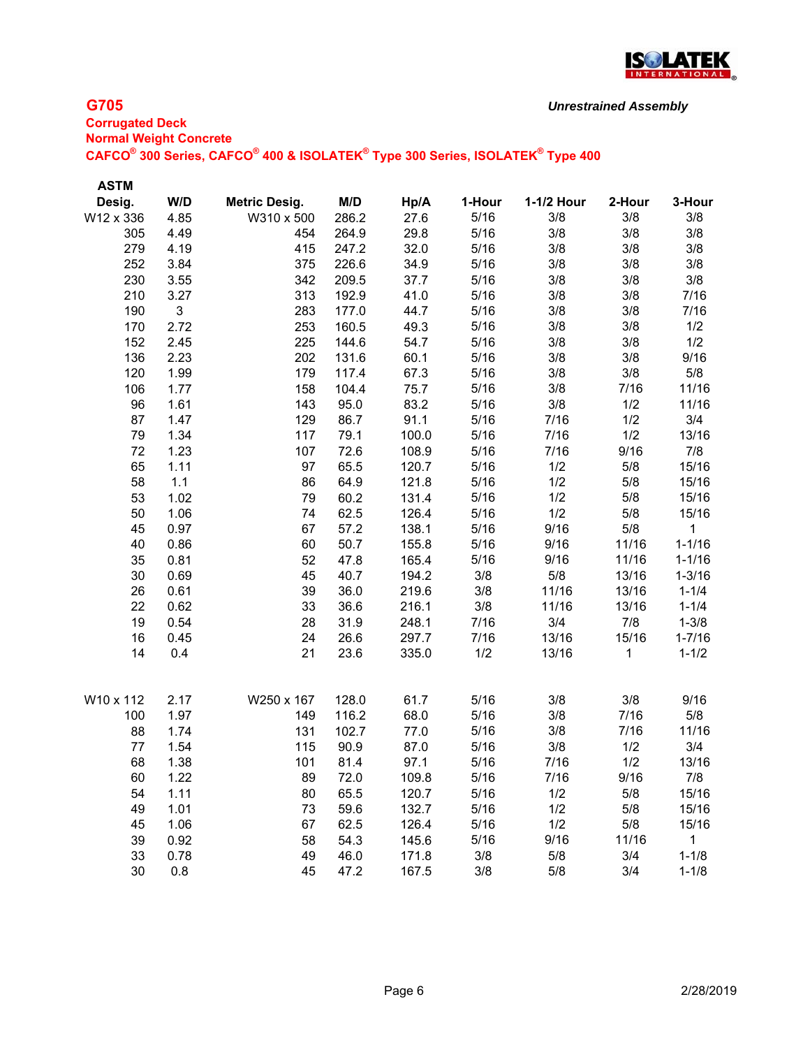## G705

*Unrestrained Assembly*

**Corrugated Deck**

**Normal Weight Concrete**

**CAFCO® 300 Series, CAFCO® 400 & ISOLATEK® Type 300 Series, ISOLATEK® Type 400**

| ASTM Desig. | W/D | Metric Desig. | M/D | Hp/A | 1-Hour | 1-1/2 Hour | 2-Hour | 3-Hour |
|---|---|---|---|---|---|---|---|---|
| W12 x 336 | 4.85 | W310 x 500 | 286.2 | 27.6 | 5/16 | 3/8 | 3/8 | 3/8 |
| 305 | 4.49 | 454 | 264.9 | 29.8 | 5/16 | 3/8 | 3/8 | 3/8 |
| 279 | 4.19 | 415 | 247.2 | 32.0 | 5/16 | 3/8 | 3/8 | 3/8 |
| 252 | 3.84 | 375 | 226.6 | 34.9 | 5/16 | 3/8 | 3/8 | 3/8 |
| 230 | 3.55 | 342 | 209.5 | 37.7 | 5/16 | 3/8 | 3/8 | 3/8 |
| 210 | 3.27 | 313 | 192.9 | 41.0 | 5/16 | 3/8 | 3/8 | 7/16 |
| 190 | 3 | 283 | 177.0 | 44.7 | 5/16 | 3/8 | 3/8 | 7/16 |
| 170 | 2.72 | 253 | 160.5 | 49.3 | 5/16 | 3/8 | 3/8 | 1/2 |
| 152 | 2.45 | 225 | 144.6 | 54.7 | 5/16 | 3/8 | 3/8 | 1/2 |
| 136 | 2.23 | 202 | 131.6 | 60.1 | 5/16 | 3/8 | 3/8 | 9/16 |
| 120 | 1.99 | 179 | 117.4 | 67.3 | 5/16 | 3/8 | 3/8 | 5/8 |
| 106 | 1.77 | 158 | 104.4 | 75.7 | 5/16 | 3/8 | 7/16 | 11/16 |
| 96 | 1.61 | 143 | 95.0 | 83.2 | 5/16 | 3/8 | 1/2 | 11/16 |
| 87 | 1.47 | 129 | 86.7 | 91.1 | 5/16 | 7/16 | 1/2 | 3/4 |
| 79 | 1.34 | 117 | 79.1 | 100.0 | 5/16 | 7/16 | 1/2 | 13/16 |
| 72 | 1.23 | 107 | 72.6 | 108.9 | 5/16 | 7/16 | 9/16 | 7/8 |
| 65 | 1.11 | 97 | 65.5 | 120.7 | 5/16 | 1/2 | 5/8 | 15/16 |
| 58 | 1.1 | 86 | 64.9 | 121.8 | 5/16 | 1/2 | 5/8 | 15/16 |
| 53 | 1.02 | 79 | 60.2 | 131.4 | 5/16 | 1/2 | 5/8 | 15/16 |
| 50 | 1.06 | 74 | 62.5 | 126.4 | 5/16 | 1/2 | 5/8 | 15/16 |
| 45 | 0.97 | 67 | 57.2 | 138.1 | 5/16 | 9/16 | 5/8 | 1 |
| 40 | 0.86 | 60 | 50.7 | 155.8 | 5/16 | 9/16 | 11/16 | 1-1/16 |
| 35 | 0.81 | 52 | 47.8 | 165.4 | 5/16 | 9/16 | 11/16 | 1-1/16 |
| 30 | 0.69 | 45 | 40.7 | 194.2 | 3/8 | 5/8 | 13/16 | 1-3/16 |
| 26 | 0.61 | 39 | 36.0 | 219.6 | 3/8 | 11/16 | 13/16 | 1-1/4 |
| 22 | 0.62 | 33 | 36.6 | 216.1 | 3/8 | 11/16 | 13/16 | 1-1/4 |
| 19 | 0.54 | 28 | 31.9 | 248.1 | 7/16 | 3/4 | 7/8 | 1-3/8 |
| 16 | 0.45 | 24 | 26.6 | 297.7 | 7/16 | 13/16 | 15/16 | 1-7/16 |
| 14 | 0.4 | 21 | 23.6 | 335.0 | 1/2 | 13/16 | 1 | 1-1/2 |
| W10 x 112 | 2.17 | W250 x 167 | 128.0 | 61.7 | 5/16 | 3/8 | 3/8 | 9/16 |
| 100 | 1.97 | 149 | 116.2 | 68.0 | 5/16 | 3/8 | 7/16 | 5/8 |
| 88 | 1.74 | 131 | 102.7 | 77.0 | 5/16 | 3/8 | 7/16 | 11/16 |
| 77 | 1.54 | 115 | 90.9 | 87.0 | 5/16 | 3/8 | 1/2 | 3/4 |
| 68 | 1.38 | 101 | 81.4 | 97.1 | 5/16 | 7/16 | 1/2 | 13/16 |
| 60 | 1.22 | 89 | 72.0 | 109.8 | 5/16 | 7/16 | 9/16 | 7/8 |
| 54 | 1.11 | 80 | 65.5 | 120.7 | 5/16 | 1/2 | 5/8 | 15/16 |
| 49 | 1.01 | 73 | 59.6 | 132.7 | 5/16 | 1/2 | 5/8 | 15/16 |
| 45 | 1.06 | 67 | 62.5 | 126.4 | 5/16 | 1/2 | 5/8 | 15/16 |
| 39 | 0.92 | 58 | 54.3 | 145.6 | 5/16 | 9/16 | 11/16 | 1 |
| 33 | 0.78 | 49 | 46.0 | 171.8 | 3/8 | 5/8 | 3/4 | 1-1/8 |
| 30 | 0.8 | 45 | 47.2 | 167.5 | 3/8 | 5/8 | 3/4 | 1-1/8 |

2/28/2019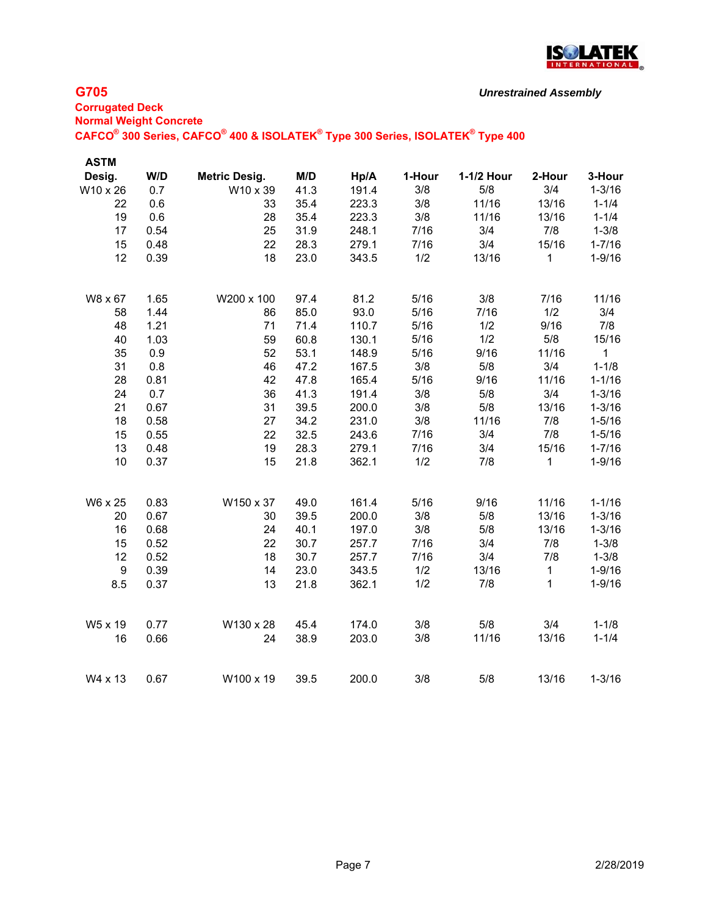## G705

*Unrestrained Assembly*

**Corrugated Deck**
**Normal Weight Concrete**
**CAFCO® 300 Series, CAFCO® 400 & ISOLATEK® Type 300 Series, ISOLATEK® Type 400**

| ASTM Desig. | W/D | Metric Desig. | M/D | Hp/A | 1-Hour | 1-1/2 Hour | 2-Hour | 3-Hour |
|---|---|---|---|---|---|---|---|---|
| W10 x 26 | 0.7 | W10 x 39 | 41.3 | 191.4 | 3/8 | 5/8 | 3/4 | 1-3/16 |
| 22 | 0.6 | 33 | 35.4 | 223.3 | 3/8 | 11/16 | 13/16 | 1-1/4 |
| 19 | 0.6 | 28 | 35.4 | 223.3 | 3/8 | 11/16 | 13/16 | 1-1/4 |
| 17 | 0.54 | 25 | 31.9 | 248.1 | 7/16 | 3/4 | 7/8 | 1-3/8 |
| 15 | 0.48 | 22 | 28.3 | 279.1 | 7/16 | 3/4 | 15/16 | 1-7/16 |
| 12 | 0.39 | 18 | 23.0 | 343.5 | 1/2 | 13/16 | 1 | 1-9/16 |
| W8 x 67 | 1.65 | W200 x 100 | 97.4 | 81.2 | 5/16 | 3/8 | 7/16 | 11/16 |
| 58 | 1.44 | 86 | 85.0 | 93.0 | 5/16 | 7/16 | 1/2 | 3/4 |
| 48 | 1.21 | 71 | 71.4 | 110.7 | 5/16 | 1/2 | 9/16 | 7/8 |
| 40 | 1.03 | 59 | 60.8 | 130.1 | 5/16 | 1/2 | 5/8 | 15/16 |
| 35 | 0.9 | 52 | 53.1 | 148.9 | 5/16 | 9/16 | 11/16 | 1 |
| 31 | 0.8 | 46 | 47.2 | 167.5 | 3/8 | 5/8 | 3/4 | 1-1/8 |
| 28 | 0.81 | 42 | 47.8 | 165.4 | 5/16 | 9/16 | 11/16 | 1-1/16 |
| 24 | 0.7 | 36 | 41.3 | 191.4 | 3/8 | 5/8 | 3/4 | 1-3/16 |
| 21 | 0.67 | 31 | 39.5 | 200.0 | 3/8 | 5/8 | 13/16 | 1-3/16 |
| 18 | 0.58 | 27 | 34.2 | 231.0 | 3/8 | 11/16 | 7/8 | 1-5/16 |
| 15 | 0.55 | 22 | 32.5 | 243.6 | 7/16 | 3/4 | 7/8 | 1-5/16 |
| 13 | 0.48 | 19 | 28.3 | 279.1 | 7/16 | 3/4 | 15/16 | 1-7/16 |
| 10 | 0.37 | 15 | 21.8 | 362.1 | 1/2 | 7/8 | 1 | 1-9/16 |
| W6 x 25 | 0.83 | W150 x 37 | 49.0 | 161.4 | 5/16 | 9/16 | 11/16 | 1-1/16 |
| 20 | 0.67 | 30 | 39.5 | 200.0 | 3/8 | 5/8 | 13/16 | 1-3/16 |
| 16 | 0.68 | 24 | 40.1 | 197.0 | 3/8 | 5/8 | 13/16 | 1-3/16 |
| 15 | 0.52 | 22 | 30.7 | 257.7 | 7/16 | 3/4 | 7/8 | 1-3/8 |
| 12 | 0.52 | 18 | 30.7 | 257.7 | 7/16 | 3/4 | 7/8 | 1-3/8 |
| 9 | 0.39 | 14 | 23.0 | 343.5 | 1/2 | 13/16 | 1 | 1-9/16 |
| 8.5 | 0.37 | 13 | 21.8 | 362.1 | 1/2 | 7/8 | 1 | 1-9/16 |
| W5 x 19 | 0.77 | W130 x 28 | 45.4 | 174.0 | 3/8 | 5/8 | 3/4 | 1-1/8 |
| 16 | 0.66 | 24 | 38.9 | 203.0 | 3/8 | 11/16 | 13/16 | 1-1/4 |
| W4 x 13 | 0.67 | W100 x 19 | 39.5 | 200.0 | 3/8 | 5/8 | 13/16 | 1-3/16 |

2/28/2019